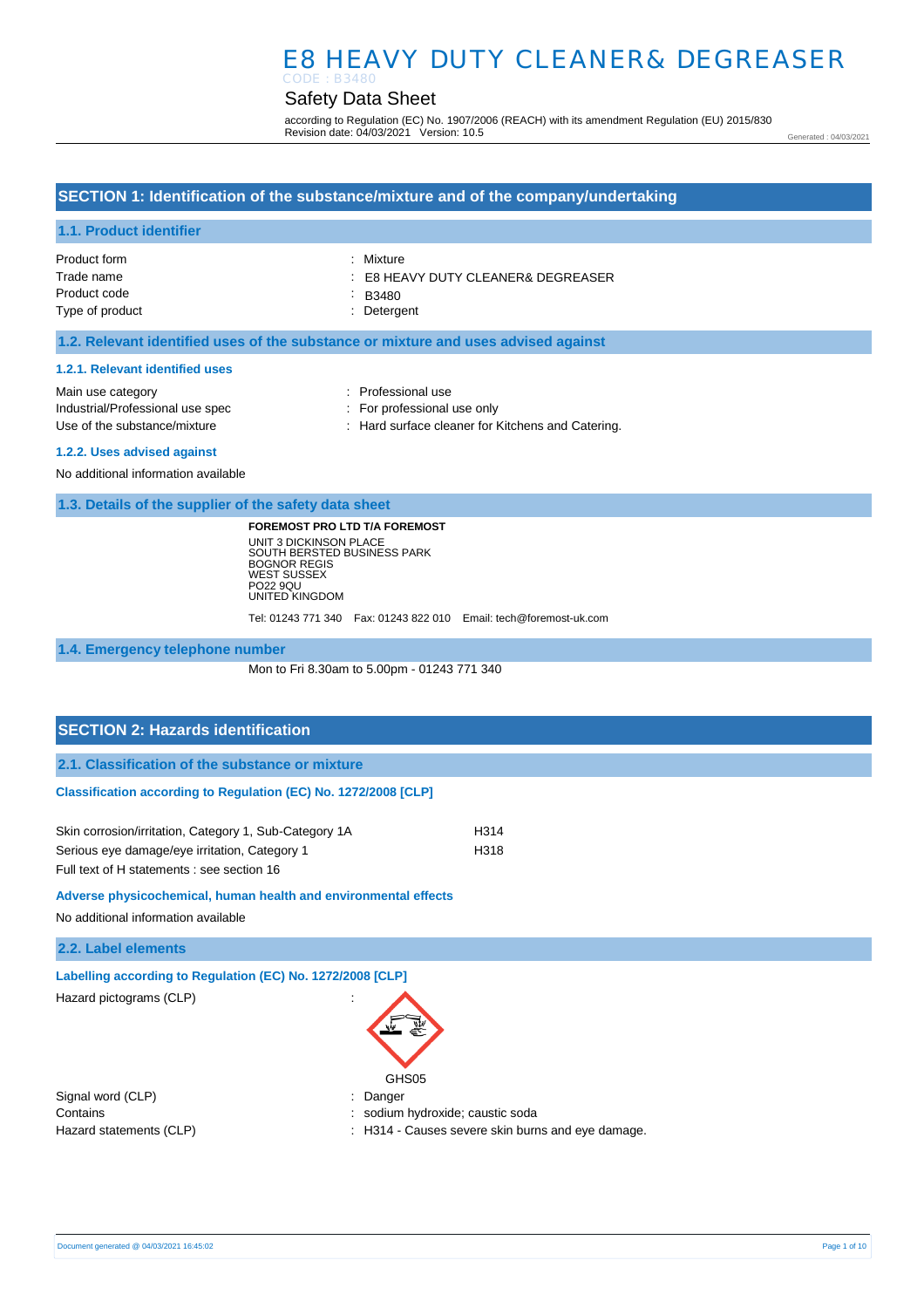# E8 HEAVY DUTY CLEANER& DEGREASER

CODE : B3480

## Safety Data Sheet

according to Regulation (EC) No. 1907/2006 (REACH) with its amendment Regulation (EU) 2015/830
Revision date: 04/03/2021 Version: 10.5

Generated : 04/03/2021

## SECTION 1: Identification of the substance/mixture and of the company/undertaking

### 1.1. Product identifier

| | |
|---|---|
| Product form | : Mixture |
| Trade name | : E8 HEAVY DUTY CLEANER& DEGREASER |
| Product code | : B3480 |
| Type of product | : Detergent |

### 1.2. Relevant identified uses of the substance or mixture and uses advised against

#### 1.2.1. Relevant identified uses

| | |
|---|---|
| Main use category | : Professional use |
| Industrial/Professional use spec | : For professional use only |
| Use of the substance/mixture | : Hard surface cleaner for Kitchens and Catering. |

#### 1.2.2. Uses advised against

No additional information available

### 1.3. Details of the supplier of the safety data sheet

**FOREMOST PRO LTD T/A FOREMOST**
UNIT 3 DICKINSON PLACE
SOUTH BERSTED BUSINESS PARK
BOGNOR REGIS
WEST SUSSEX
PO22 9QU
UNITED KINGDOM

Tel: 01243 771 340 Fax: 01243 822 010 Email: tech@foremost-uk.com

### 1.4. Emergency telephone number

Mon to Fri 8.30am to 5.00pm - 01243 771 340

## SECTION 2: Hazards identification

### 2.1. Classification of the substance or mixture

#### Classification according to Regulation (EC) No. 1272/2008 [CLP]

| | |
|---|---|
| Skin corrosion/irritation, Category 1, Sub-Category 1A | H314 |
| Serious eye damage/eye irritation, Category 1 | H318 |

Full text of H statements : see section 16

#### Adverse physicochemical, human health and environmental effects

No additional information available

### 2.2. Label elements

#### Labelling according to Regulation (EC) No. 1272/2008 [CLP]

| | |
|---|---|
| Hazard pictograms (CLP) | : GHS05 |
| Signal word (CLP) | : Danger |
| Contains | : sodium hydroxide; caustic soda |
| Hazard statements (CLP) | : H314 - Causes severe skin burns and eye damage. |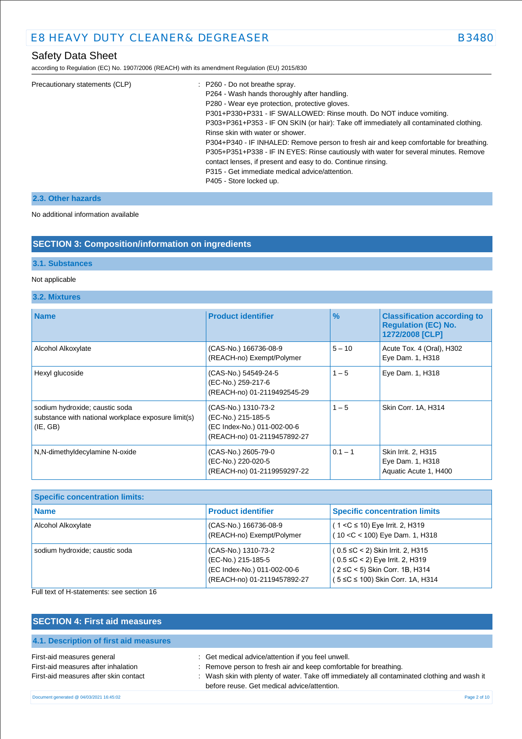| Precautionary statements (CLP) | : P260 - Do not breathe spray.<br>P264 - Wash hands thoroughly after handling.<br>P280 - Wear eye protection, protective gloves.<br>P301+P330+P331 - IF SWALLOWED: Rinse mouth. Do NOT induce vomiting.<br>P303+P361+P353 - IF ON SKIN (or hair): Take off immediately all contaminated clothing. Rinse skin with water or shower.<br>P304+P340 - IF INHALED: Remove person to fresh air and keep comfortable for breathing.<br>P305+P351+P338 - IF IN EYES: Rinse cautiously with water for several minutes. Remove contact lenses, if present and easy to do. Continue rinsing.<br>P315 - Get immediate medical advice/attention.<br>P405 - Store locked up. |
|---|---|

### 2.3. Other hazards

No additional information available

## SECTION 3: Composition/information on ingredients

### 3.1. Substances

Not applicable

### 3.2. Mixtures

| Name | Product identifier | % | Classification according to Regulation (EC) No. 1272/2008 [CLP] |
|---|---|---|---|
| Alcohol Alkoxylate | (CAS-No.) 166736-08-9<br>(REACH-no) Exempt/Polymer | 5 – 10 | Acute Tox. 4 (Oral), H302<br>Eye Dam. 1, H318 |
| Hexyl glucoside | (CAS-No.) 54549-24-5<br>(EC-No.) 259-217-6<br>(REACH-no) 01-2119492545-29 | 1 – 5 | Eye Dam. 1, H318 |
| sodium hydroxide; caustic soda<br>substance with national workplace exposure limit(s) (IE, GB) | (CAS-No.) 1310-73-2<br>(EC-No.) 215-185-5<br>(EC Index-No.) 011-002-00-6<br>(REACH-no) 01-2119457892-27 | 1 – 5 | Skin Corr. 1A, H314 |
| N,N-dimethyldecylamine N-oxide | (CAS-No.) 2605-79-0<br>(EC-No.) 220-020-5<br>(REACH-no) 01-2119959297-22 | 0.1 – 1 | Skin Irrit. 2, H315<br>Eye Dam. 1, H318<br>Aquatic Acute 1, H400 |

| Specific concentration limits: | | |
|---|---|---|
| **Name** | **Product identifier** | **Specific concentration limits** |
| Alcohol Alkoxylate | (CAS-No.) 166736-08-9<br>(REACH-no) Exempt/Polymer | ( 1 <C ≤ 10) Eye Irrit. 2, H319<br>( 10 <C < 100) Eye Dam. 1, H318 |
| sodium hydroxide; caustic soda | (CAS-No.) 1310-73-2<br>(EC-No.) 215-185-5<br>(EC Index-No.) 011-002-00-6<br>(REACH-no) 01-2119457892-27 | ( 0.5 ≤C < 2) Skin Irrit. 2, H315<br>( 0.5 ≤C < 2) Eye Irrit. 2, H319<br>( 2 ≤C < 5) Skin Corr. 1B, H314<br>( 5 ≤C ≤ 100) Skin Corr. 1A, H314 |

Full text of H-statements: see section 16

## SECTION 4: First aid measures

### 4.1. Description of first aid measures

| | |
|---|---|
| First-aid measures general | : Get medical advice/attention if you feel unwell. |
| First-aid measures after inhalation | : Remove person to fresh air and keep comfortable for breathing. |
| First-aid measures after skin contact | : Wash skin with plenty of water. Take off immediately all contaminated clothing and wash it before reuse. Get medical advice/attention. |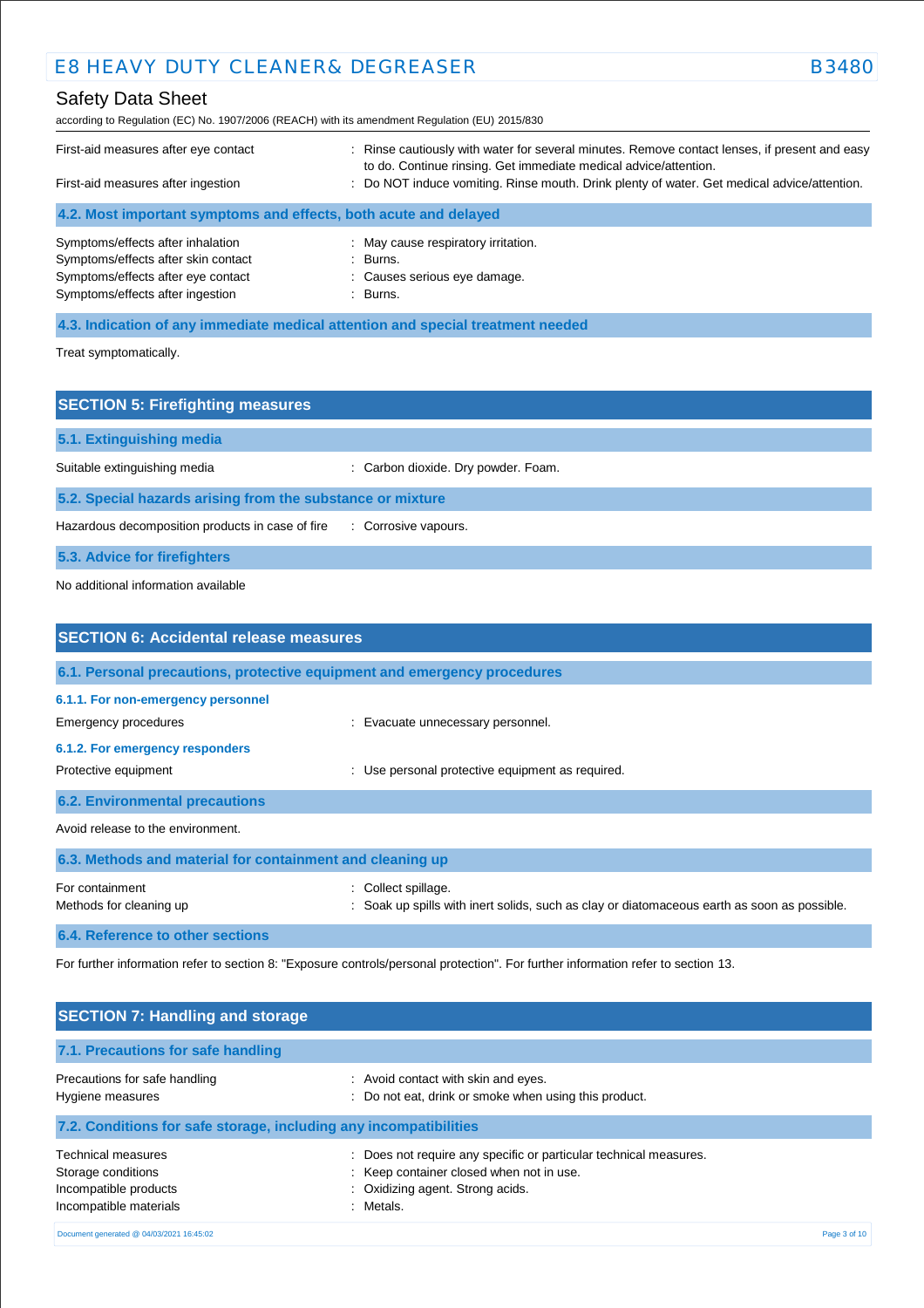First-aid measures after eye contact : Rinse cautiously with water for several minutes. Remove contact lenses, if present and easy to do. Continue rinsing. Get immediate medical advice/attention.

First-aid measures after ingestion : Do NOT induce vomiting. Rinse mouth. Drink plenty of water. Get medical advice/attention.

### 4.2. Most important symptoms and effects, both acute and delayed

Symptoms/effects after inhalation : May cause respiratory irritation.

Symptoms/effects after skin contact : Burns.

Symptoms/effects after eye contact : Causes serious eye damage.

Symptoms/effects after ingestion : Burns.

### 4.3. Indication of any immediate medical attention and special treatment needed

Treat symptomatically.

## SECTION 5: Firefighting measures

### 5.1. Extinguishing media

Suitable extinguishing media : Carbon dioxide. Dry powder. Foam.

### 5.2. Special hazards arising from the substance or mixture

Hazardous decomposition products in case of fire : Corrosive vapours.

### 5.3. Advice for firefighters

No additional information available

## SECTION 6: Accidental release measures

### 6.1. Personal precautions, protective equipment and emergency procedures

#### 6.1.1. For non-emergency personnel

Emergency procedures : Evacuate unnecessary personnel.

#### 6.1.2. For emergency responders

Protective equipment : Use personal protective equipment as required.

### 6.2. Environmental precautions

Avoid release to the environment.

### 6.3. Methods and material for containment and cleaning up

For containment : Collect spillage.

Methods for cleaning up : Soak up spills with inert solids, such as clay or diatomaceous earth as soon as possible.

### 6.4. Reference to other sections

For further information refer to section 8: "Exposure controls/personal protection". For further information refer to section 13.

## SECTION 7: Handling and storage

### 7.1. Precautions for safe handling

Precautions for safe handling : Avoid contact with skin and eyes.

Hygiene measures : Do not eat, drink or smoke when using this product.

### 7.2. Conditions for safe storage, including any incompatibilities

Technical measures : Does not require any specific or particular technical measures.

Storage conditions : Keep container closed when not in use.

Incompatible products : Oxidizing agent. Strong acids.

Incompatible materials : Metals.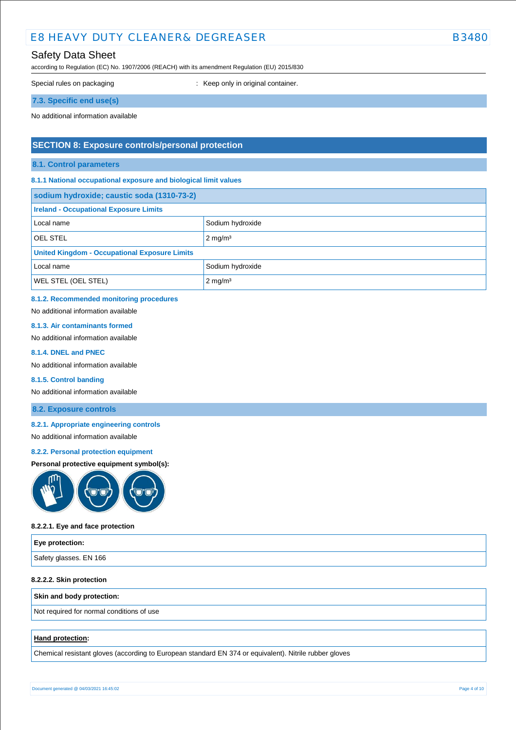Special rules on packaging : Keep only in original container.

### 7.3. Specific end use(s)

No additional information available

## SECTION 8: Exposure controls/personal protection

### 8.1. Control parameters

#### 8.1.1 National occupational exposure and biological limit values

| sodium hydroxide; caustic soda (1310-73-2) | |
|---|---|
| **Ireland - Occupational Exposure Limits** | |
| Local name | Sodium hydroxide |
| OEL STEL | 2 mg/m³ |
| **United Kingdom - Occupational Exposure Limits** | |
| Local name | Sodium hydroxide |
| WEL STEL (OEL STEL) | 2 mg/m³ |

#### 8.1.2. Recommended monitoring procedures

No additional information available

#### 8.1.3. Air contaminants formed

No additional information available

#### 8.1.4. DNEL and PNEC

No additional information available

#### 8.1.5. Control banding

No additional information available

### 8.2. Exposure controls

#### 8.2.1. Appropriate engineering controls

No additional information available

#### 8.2.2. Personal protection equipment

**Personal protective equipment symbol(s):**

**8.2.2.1. Eye and face protection**

| **Eye protection:** |
|---|
| Safety glasses. EN 166 |

**8.2.2.2. Skin protection**

| **Skin and body protection:** |
|---|
| Not required for normal conditions of use |

| **Hand protection:** |
|---|
| Chemical resistant gloves (according to European standard EN 374 or equivalent). Nitrile rubber gloves |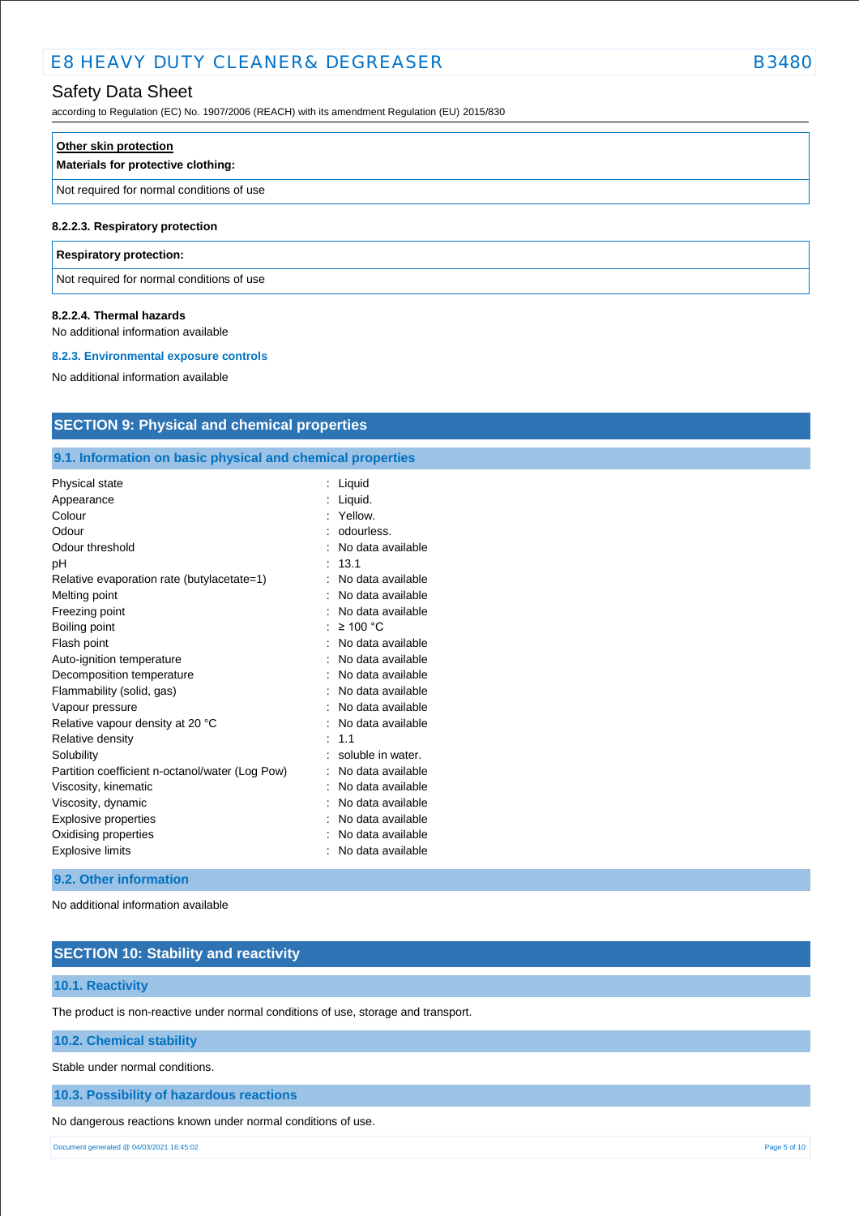| **Other skin protection** |
| --- |
| **Materials for protective clothing:** |
| Not required for normal conditions of use |

#### 8.2.2.3. Respiratory protection

| **Respiratory protection:** |
| --- |
| Not required for normal conditions of use |

#### 8.2.2.4. Thermal hazards

No additional information available

### 8.2.3. Environmental exposure controls

No additional information available

## SECTION 9: Physical and chemical properties

### 9.1. Information on basic physical and chemical properties

| | |
| --- | --- |
| Physical state | : Liquid |
| Appearance | : Liquid. |
| Colour | : Yellow. |
| Odour | : odourless. |
| Odour threshold | : No data available |
| pH | : 13.1 |
| Relative evaporation rate (butylacetate=1) | : No data available |
| Melting point | : No data available |
| Freezing point | : No data available |
| Boiling point | : ≥ 100 °C |
| Flash point | : No data available |
| Auto-ignition temperature | : No data available |
| Decomposition temperature | : No data available |
| Flammability (solid, gas) | : No data available |
| Vapour pressure | : No data available |
| Relative vapour density at 20 °C | : No data available |
| Relative density | : 1.1 |
| Solubility | : soluble in water. |
| Partition coefficient n-octanol/water (Log Pow) | : No data available |
| Viscosity, kinematic | : No data available |
| Viscosity, dynamic | : No data available |
| Explosive properties | : No data available |
| Oxidising properties | : No data available |
| Explosive limits | : No data available |

### 9.2. Other information

No additional information available

## SECTION 10: Stability and reactivity

### 10.1. Reactivity

The product is non-reactive under normal conditions of use, storage and transport.

### 10.2. Chemical stability

Stable under normal conditions.

### 10.3. Possibility of hazardous reactions

No dangerous reactions known under normal conditions of use.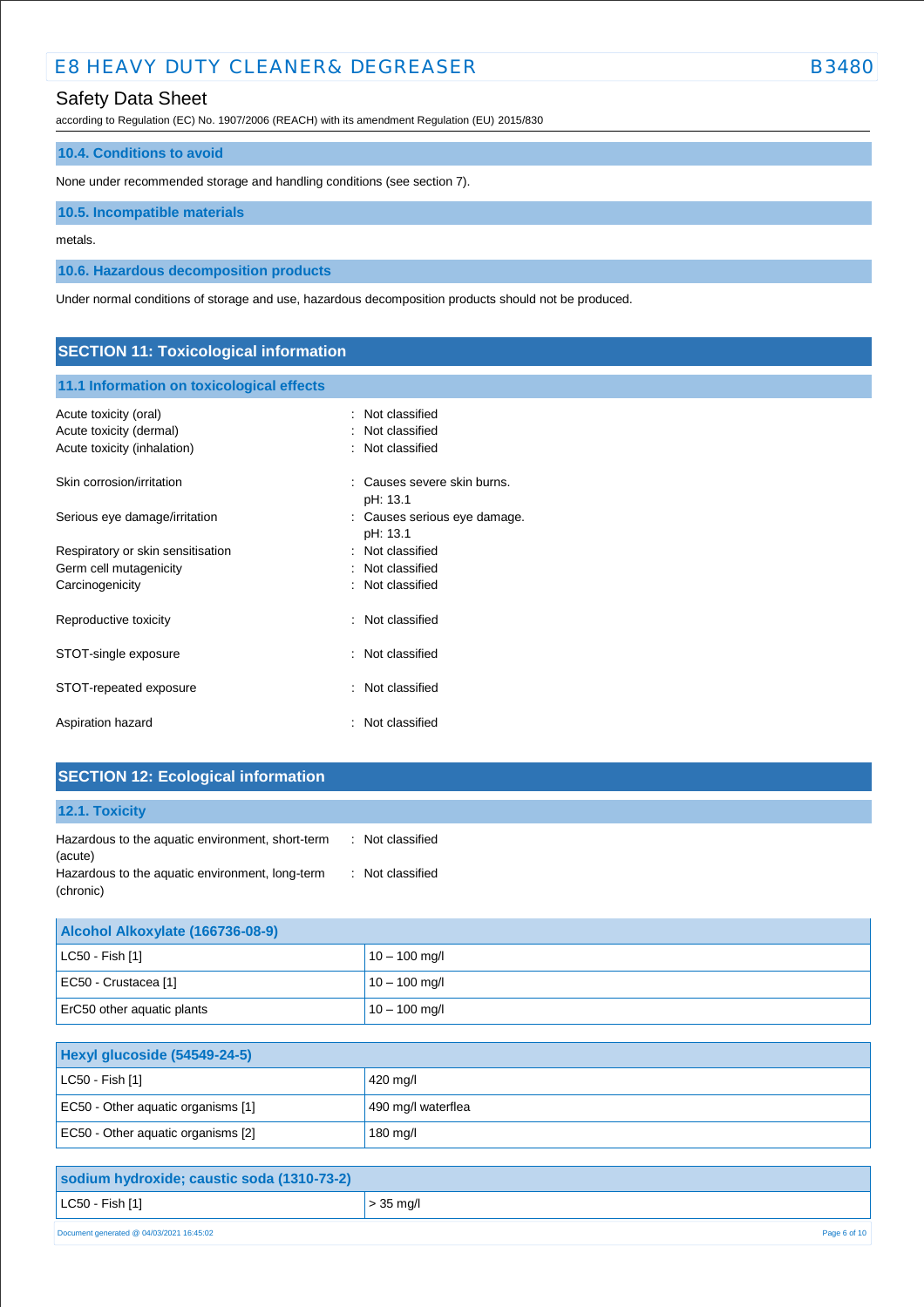### 10.4. Conditions to avoid

None under recommended storage and handling conditions (see section 7).

### 10.5. Incompatible materials

metals.

### 10.6. Hazardous decomposition products

Under normal conditions of storage and use, hazardous decomposition products should not be produced.

## SECTION 11: Toxicological information

### 11.1 Information on toxicological effects

| | |
|---|---|
| Acute toxicity (oral) | : Not classified |
| Acute toxicity (dermal) | : Not classified |
| Acute toxicity (inhalation) | : Not classified |
| Skin corrosion/irritation | : Causes severe skin burns. pH: 13.1 |
| Serious eye damage/irritation | : Causes serious eye damage. pH: 13.1 |
| Respiratory or skin sensitisation | : Not classified |
| Germ cell mutagenicity | : Not classified |
| Carcinogenicity | : Not classified |
| Reproductive toxicity | : Not classified |
| STOT-single exposure | : Not classified |
| STOT-repeated exposure | : Not classified |
| Aspiration hazard | : Not classified |

## SECTION 12: Ecological information

### 12.1. Toxicity

| | |
|---|---|
| Hazardous to the aquatic environment, short-term (acute) | : Not classified |
| Hazardous to the aquatic environment, long-term (chronic) | : Not classified |

| Alcohol Alkoxylate (166736-08-9) | |
|---|---|
| LC50 - Fish [1] | 10 – 100 mg/l |
| EC50 - Crustacea [1] | 10 – 100 mg/l |
| ErC50 other aquatic plants | 10 – 100 mg/l |

| Hexyl glucoside (54549-24-5) | |
|---|---|
| LC50 - Fish [1] | 420 mg/l |
| EC50 - Other aquatic organisms [1] | 490 mg/l waterflea |
| EC50 - Other aquatic organisms [2] | 180 mg/l |

| sodium hydroxide; caustic soda (1310-73-2) | |
|---|---|
| LC50 - Fish [1] | > 35 mg/l |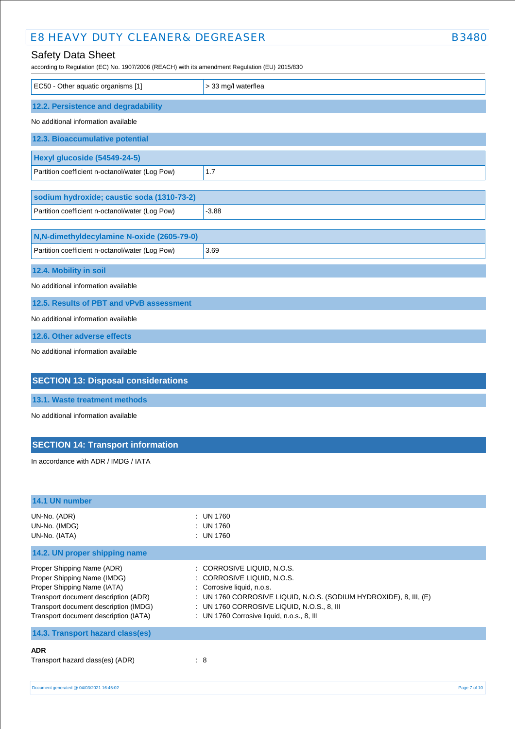| EC50 - Other aquatic organisms [1] | > 33 mg/l waterflea |
|---|---|

### 12.2. Persistence and degradability

No additional information available

### 12.3. Bioaccumulative potential

| Hexyl glucoside (54549-24-5) | |
|---|---|
| Partition coefficient n-octanol/water (Log Pow) | 1.7 |

| sodium hydroxide; caustic soda (1310-73-2) | |
|---|---|
| Partition coefficient n-octanol/water (Log Pow) | -3.88 |

| N,N-dimethyldecylamine N-oxide (2605-79-0) | |
|---|---|
| Partition coefficient n-octanol/water (Log Pow) | 3.69 |

### 12.4. Mobility in soil

No additional information available

### 12.5. Results of PBT and vPvB assessment

No additional information available

### 12.6. Other adverse effects

No additional information available

## SECTION 13: Disposal considerations

### 13.1. Waste treatment methods

No additional information available

## SECTION 14: Transport information

In accordance with ADR / IMDG / IATA

### 14.1 UN number

UN-No. (ADR) : UN 1760
UN-No. (IMDG) : UN 1760
UN-No. (IATA) : UN 1760

### 14.2. UN proper shipping name

Proper Shipping Name (ADR) : CORROSIVE LIQUID, N.O.S.
Proper Shipping Name (IMDG) : CORROSIVE LIQUID, N.O.S.
Proper Shipping Name (IATA) : Corrosive liquid, n.o.s.
Transport document description (ADR) : UN 1760 CORROSIVE LIQUID, N.O.S. (SODIUM HYDROXIDE), 8, III, (E)
Transport document description (IMDG) : UN 1760 CORROSIVE LIQUID, N.O.S., 8, III
Transport document description (IATA) : UN 1760 Corrosive liquid, n.o.s., 8, III

### 14.3. Transport hazard class(es)

**ADR**

Transport hazard class(es) (ADR) : 8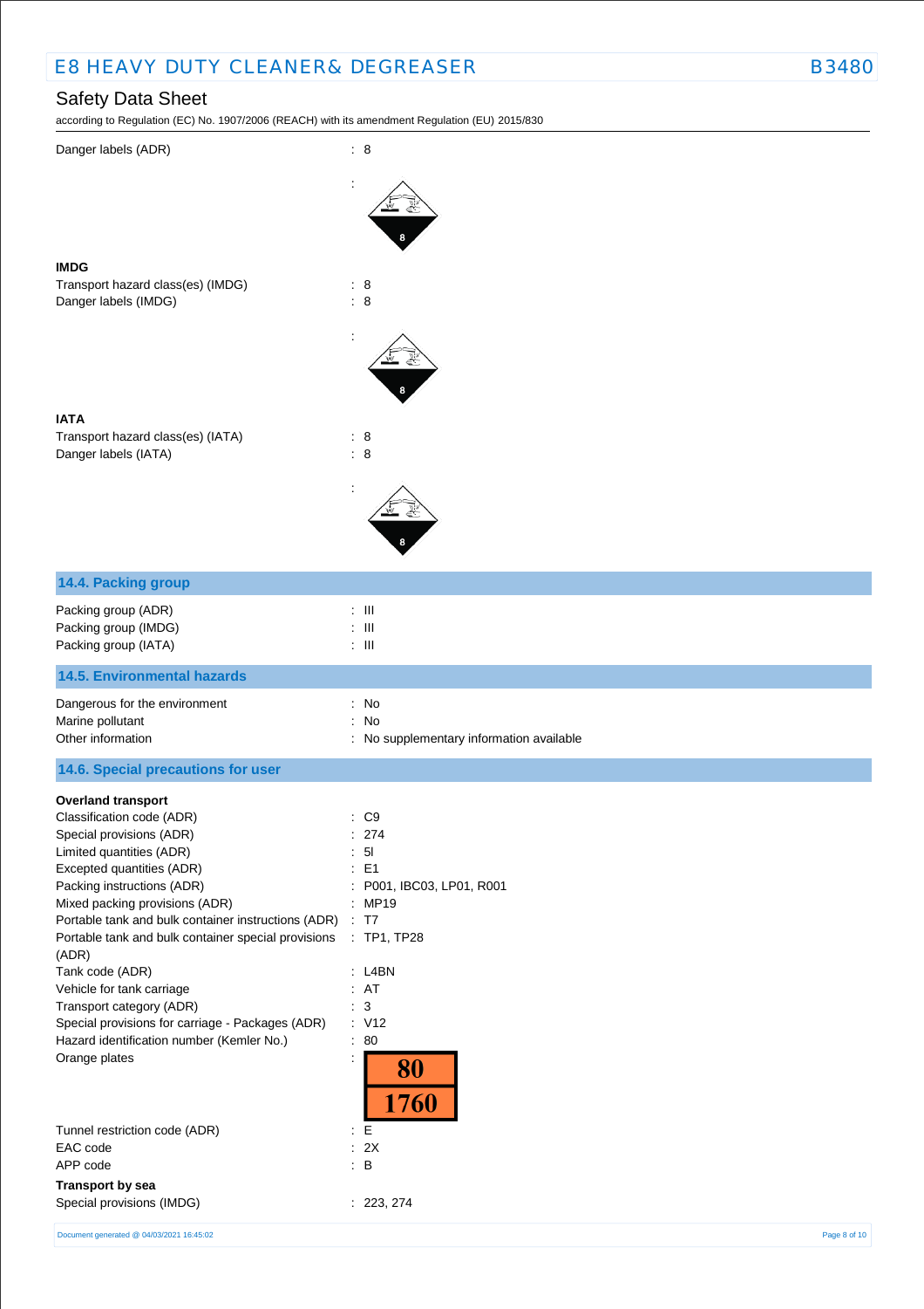Danger labels (ADR) : 8

:

**IMDG**

Transport hazard class(es) (IMDG) : 8

Danger labels (IMDG) : 8

:

**IATA**

Transport hazard class(es) (IATA) : 8

Danger labels (IATA) : 8

:

## 14.4. Packing group

Packing group (ADR) : III

Packing group (IMDG) : III

Packing group (IATA) : III

## 14.5. Environmental hazards

Dangerous for the environment : No

Marine pollutant : No

Other information : No supplementary information available

## 14.6. Special precautions for user

**Overland transport**

Classification code (ADR) : C9

Special provisions (ADR) : 274

Limited quantities (ADR) : 5l

Excepted quantities (ADR) : E1

Packing instructions (ADR) : P001, IBC03, LP01, R001

Mixed packing provisions (ADR) : MP19

Portable tank and bulk container instructions (ADR) : T7

Portable tank and bulk container special provisions (ADR) : TP1, TP28

Tank code (ADR) : L4BN

Vehicle for tank carriage : AT

Transport category (ADR) : 3

Special provisions for carriage - Packages (ADR) : V12

Hazard identification number (Kemler No.) : 80

Orange plates :

| 80 |
|---|
| 1760 |

Tunnel restriction code (ADR) : E

EAC code : 2X

APP code : B

**Transport by sea**

Special provisions (IMDG) : 223, 274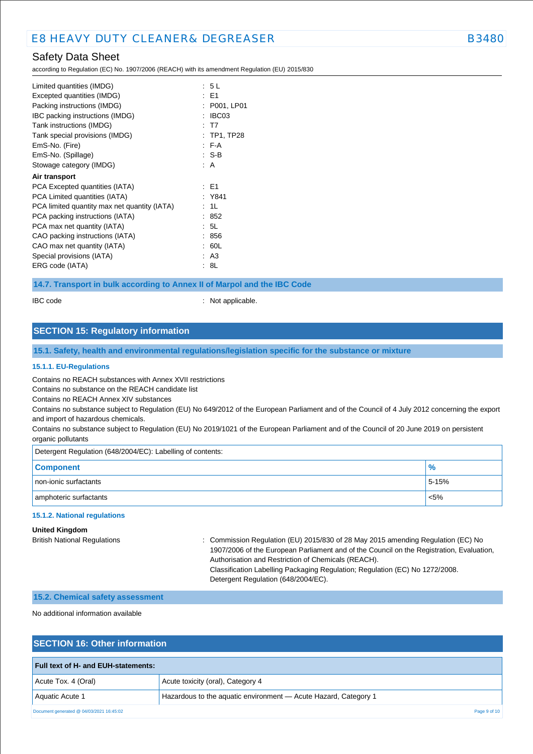| | |
|---|---|
| Limited quantities (IMDG) | : 5 L |
| Excepted quantities (IMDG) | : E1 |
| Packing instructions (IMDG) | : P001, LP01 |
| IBC packing instructions (IMDG) | : IBC03 |
| Tank instructions (IMDG) | : T7 |
| Tank special provisions (IMDG) | : TP1, TP28 |
| EmS-No. (Fire) | : F-A |
| EmS-No. (Spillage) | : S-B |
| Stowage category (IMDG) | : A |

**Air transport**

| | |
|---|---|
| PCA Excepted quantities (IATA) | : E1 |
| PCA Limited quantities (IATA) | : Y841 |
| PCA limited quantity max net quantity (IATA) | : 1L |
| PCA packing instructions (IATA) | : 852 |
| PCA max net quantity (IATA) | : 5L |
| CAO packing instructions (IATA) | : 856 |
| CAO max net quantity (IATA) | : 60L |
| Special provisions (IATA) | : A3 |
| ERG code (IATA) | : 8L |

### 14.7. Transport in bulk according to Annex II of Marpol and the IBC Code

IBC code : Not applicable.

## SECTION 15: Regulatory information

### 15.1. Safety, health and environmental regulations/legislation specific for the substance or mixture

#### 15.1.1. EU-Regulations

Contains no REACH substances with Annex XVII restrictions
Contains no substance on the REACH candidate list
Contains no REACH Annex XIV substances
Contains no substance subject to Regulation (EU) No 649/2012 of the European Parliament and of the Council of 4 July 2012 concerning the export and import of hazardous chemicals.
Contains no substance subject to Regulation (EU) No 2019/1021 of the European Parliament and of the Council of 20 June 2019 on persistent organic pollutants

Detergent Regulation (648/2004/EC): Labelling of contents:

| Component | % |
|---|---|
| non-ionic surfactants | 5-15% |
| amphoteric surfactants | <5% |

#### 15.1.2. National regulations

**United Kingdom**

British National Regulations : Commission Regulation (EU) 2015/830 of 28 May 2015 amending Regulation (EC) No 1907/2006 of the European Parliament and of the Council on the Registration, Evaluation, Authorisation and Restriction of Chemicals (REACH).
Classification Labelling Packaging Regulation; Regulation (EC) No 1272/2008.
Detergent Regulation (648/2004/EC).

### 15.2. Chemical safety assessment

No additional information available

## SECTION 16: Other information

| Full text of H- and EUH-statements: | |
|---|---|
| Acute Tox. 4 (Oral) | Acute toxicity (oral), Category 4 |
| Aquatic Acute 1 | Hazardous to the aquatic environment — Acute Hazard, Category 1 |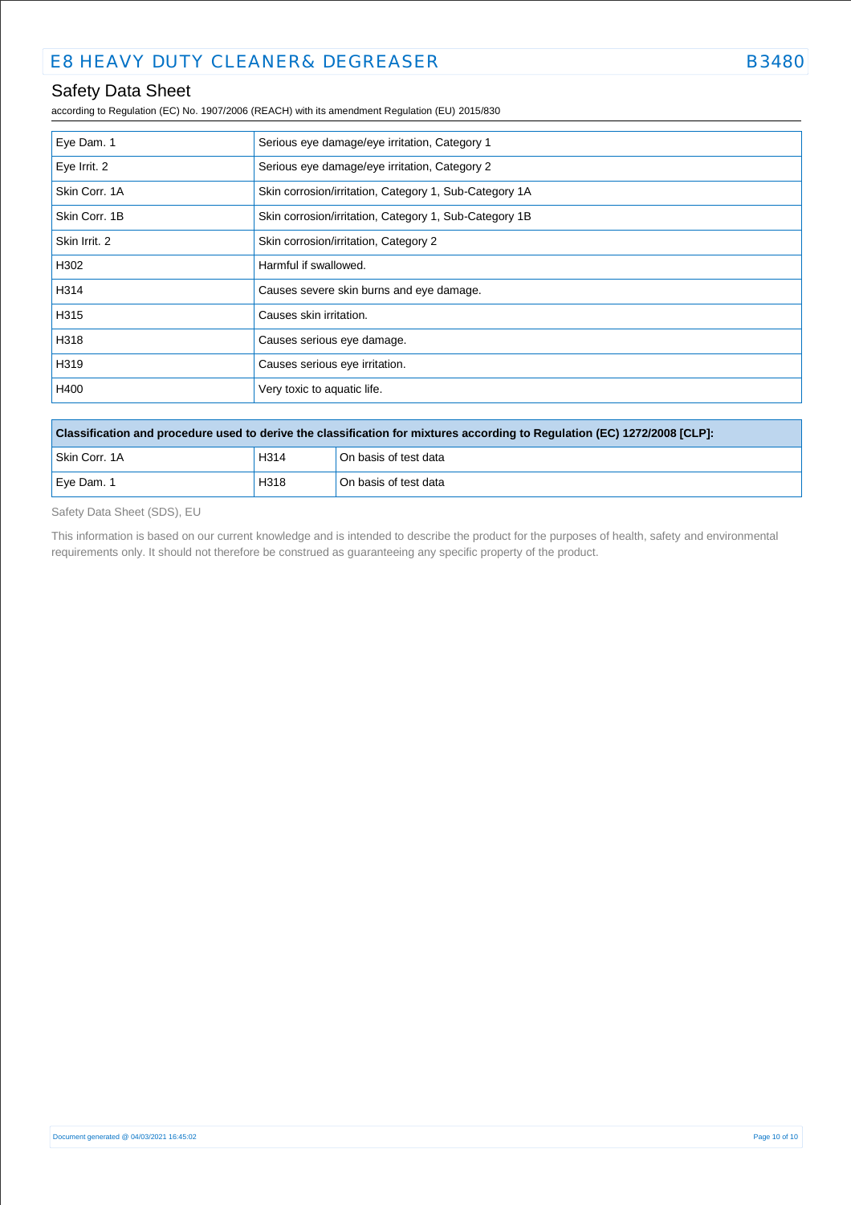| | |
|---|---|
| Eye Dam. 1 | Serious eye damage/eye irritation, Category 1 |
| Eye Irrit. 2 | Serious eye damage/eye irritation, Category 2 |
| Skin Corr. 1A | Skin corrosion/irritation, Category 1, Sub-Category 1A |
| Skin Corr. 1B | Skin corrosion/irritation, Category 1, Sub-Category 1B |
| Skin Irrit. 2 | Skin corrosion/irritation, Category 2 |
| H302 | Harmful if swallowed. |
| H314 | Causes severe skin burns and eye damage. |
| H315 | Causes skin irritation. |
| H318 | Causes serious eye damage. |
| H319 | Causes serious eye irritation. |
| H400 | Very toxic to aquatic life. |

| **Classification and procedure used to derive the classification for mixtures according to Regulation (EC) 1272/2008 [CLP]:** | | |
|---|---|---|
| Skin Corr. 1A | H314 | On basis of test data |
| Eye Dam. 1 | H318 | On basis of test data |

Safety Data Sheet (SDS), EU

This information is based on our current knowledge and is intended to describe the product for the purposes of health, safety and environmental requirements only. It should not therefore be construed as guaranteeing any specific property of the product.

Document generated @ 04/03/2021 16:45:02